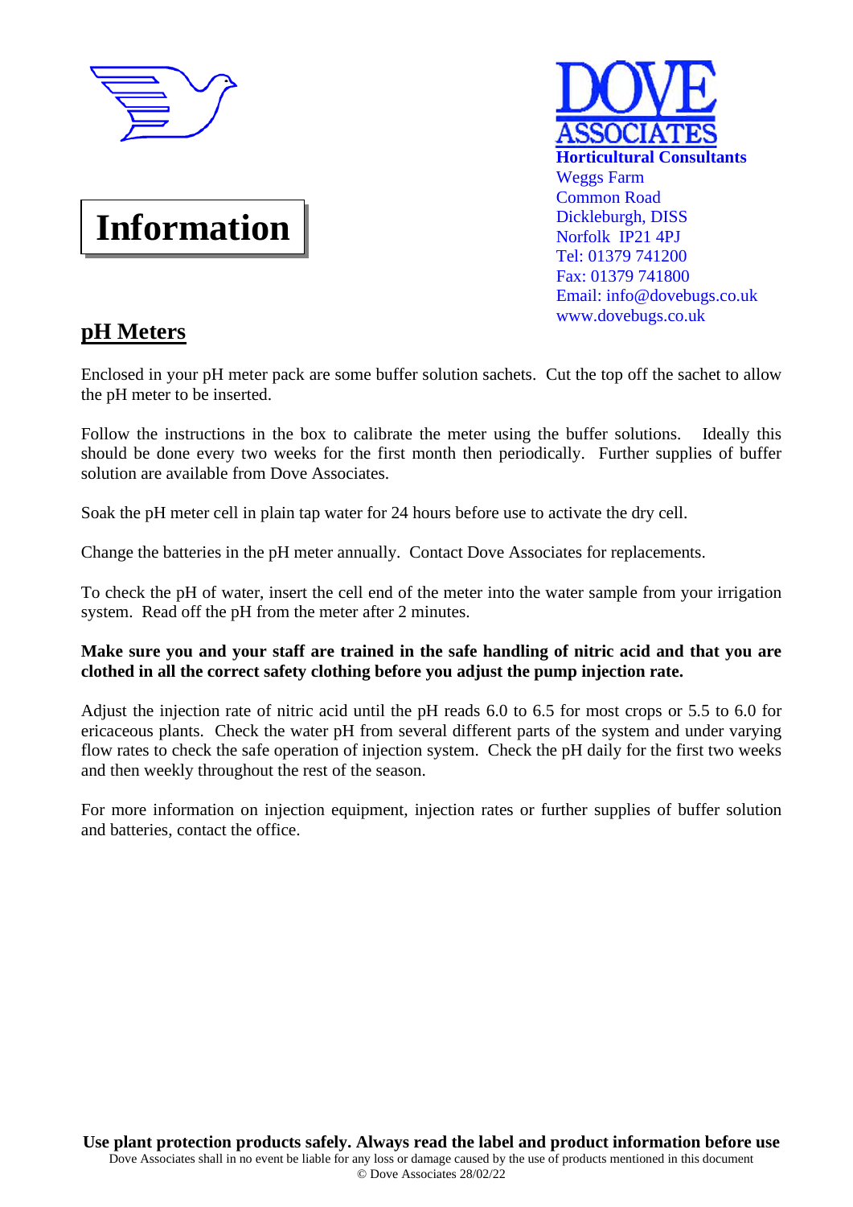**DOVE ASSOCIATES**
**Horticultural Consultants**
Weggs Farm
Common Road
Dickleburgh, DISS
Norfolk IP21 4PJ
Tel: 01379 741200
Fax: 01379 741800
Email: info@dovebugs.co.uk
www.dovebugs.co.uk

# Information

## pH Meters

Enclosed in your pH meter pack are some buffer solution sachets. Cut the top off the sachet to allow the pH meter to be inserted.

Follow the instructions in the box to calibrate the meter using the buffer solutions. Ideally this should be done every two weeks for the first month then periodically. Further supplies of buffer solution are available from Dove Associates.

Soak the pH meter cell in plain tap water for 24 hours before use to activate the dry cell.

Change the batteries in the pH meter annually. Contact Dove Associates for replacements.

To check the pH of water, insert the cell end of the meter into the water sample from your irrigation system. Read off the pH from the meter after 2 minutes.

**Make sure you and your staff are trained in the safe handling of nitric acid and that you are clothed in all the correct safety clothing before you adjust the pump injection rate.**

Adjust the injection rate of nitric acid until the pH reads 6.0 to 6.5 for most crops or 5.5 to 6.0 for ericaceous plants. Check the water pH from several different parts of the system and under varying flow rates to check the safe operation of injection system. Check the pH daily for the first two weeks and then weekly throughout the rest of the season.

For more information on injection equipment, injection rates or further supplies of buffer solution and batteries, contact the office.

**Use plant protection products safely. Always read the label and product information before use**

Dove Associates shall in no event be liable for any loss or damage caused by the use of products mentioned in this document

© Dove Associates 28/02/22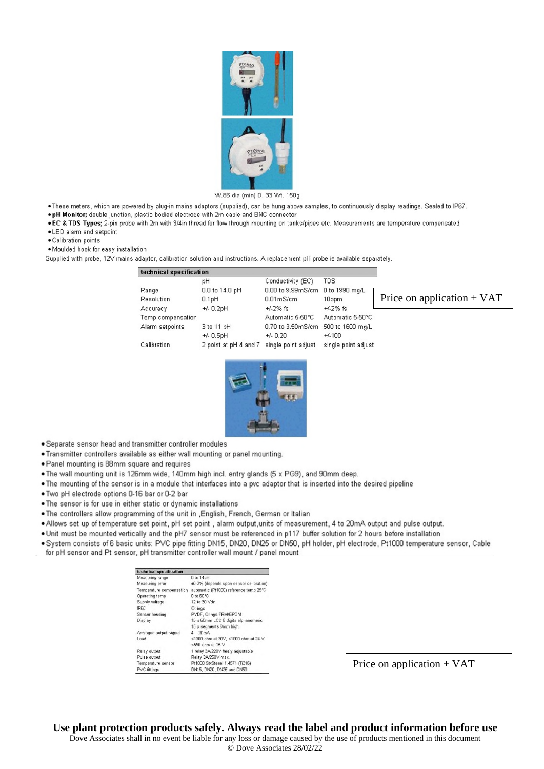W.86 dia (min) D. 33 Wt. 150g

- These meters, which are powered by plug-in mains adaptors (supplied), can be hung above samples, to continuously display readings. Sealed to IP67.
- **pH Monitor;** double junction, plastic bodied electrode with 2m cable and BNC connector
- **EC & TDS Types;** 2-pin probe with 2m with 3/4in thread for flow through mounting on tanks/pipes etc. Measurements are temperature compensated
- LED alarm and setpoint
- Calibration points
- Moulded hook for easy installation

Supplied with probe, 12V mains adaptor, calibration solution and instructions. A replacement pH probe is available separately.

| technical specification | pH | Conductivity (EC) | TDS |
|---|---|---|---|
| Range | 0.0 to 14.0 pH | 0.00 to 9.99mS/cm | 0 to 1990 mg/L |
| Resolution | 0.1pH | 0.01mS/cm | 10ppm |
| Accuracy | +/- 0.2pH | +/-2% fs | +/-2% fs |
| Temp compensation | | Automatic 5-50°C | Automatic 5-50°C |
| Alarm setpoints | 3 to 11 pH | 0.70 to 3.50mS/cm | 500 to 1600 mg/L |
| | +/- 0.5pH | +/- 0.20 | +/-100 |
| Calibration | 2 point at pH 4 and 7 | single point adjust | single point adjust |

Price on application + VAT

- Separate sensor head and transmitter controller modules
- Transmitter controllers available as either wall mounting or panel mounting.
- Panel mounting is 88mm square and requires
- The wall mounting unit is 126mm wide, 140mm high incl. entry glands (5 x PG9), and 90mm deep.
- The mounting of the sensor is in a module that interfaces into a pvc adaptor that is inserted into the desired pipeline
- Two pH electrode options 0-16 bar or 0-2 bar
- The sensor is for use in either static or dynamic installations
- The controllers allow programming of the unit in ,English, French, German or Italian
- Allows set up of temperature set point, pH set point , alarm output,units of measurement, 4 to 20mA output and pulse output.
- Unit must be mounted vertically and the pH7 sensor must be referenced in p117 buffer solution for 2 hours before installation
- System consists of 6 basic units: PVC pipe fitting DN15, DN20, DN25 or DN50, pH holder, pH electrode, Pt1000 temperature sensor, Cable for pH sensor and Pt sensor, pH transmitter controller wall mount / panel mount

| technical specification | |
|---|---|
| Measuring range | 0 to 14pH |
| Measuring error | ±0.2% (depends upon sensor calibration) |
| Temperature compensation | automatic (Pt1000) reference temp 25°C |
| Operating temp | 0 to 60°C |
| Supply voltage | 12 to 30 Vdc |
| IP65 | O-rings |
| Sensor housing | PVDF, Orings FRM/EPDM |
| Display | 15 x 60mm LCD 8 digits alphanumeric |
| | 15 x segments 9mm high |
| Analogue output signal | 4... 20mA |
| Load | <1300 ohm at 30V, <1000 ohm at 24 V |
| | <550 ohm at 15 V |
| Relay output | 1 relay 3A/220V freely adjustable |
| Pulse output | Relay 3A/250V max. |
| Temperature sensor | Pt1000 St/Steel 1.4571 (Ti316) |
| PVC fittings | DN15, DN20, DN25 and DN50 |

Price on application + VAT

**Use plant protection products safely. Always read the label and product information before use**

Dove Associates shall in no event be liable for any loss or damage caused by the use of products mentioned in this document

© Dove Associates 28/02/22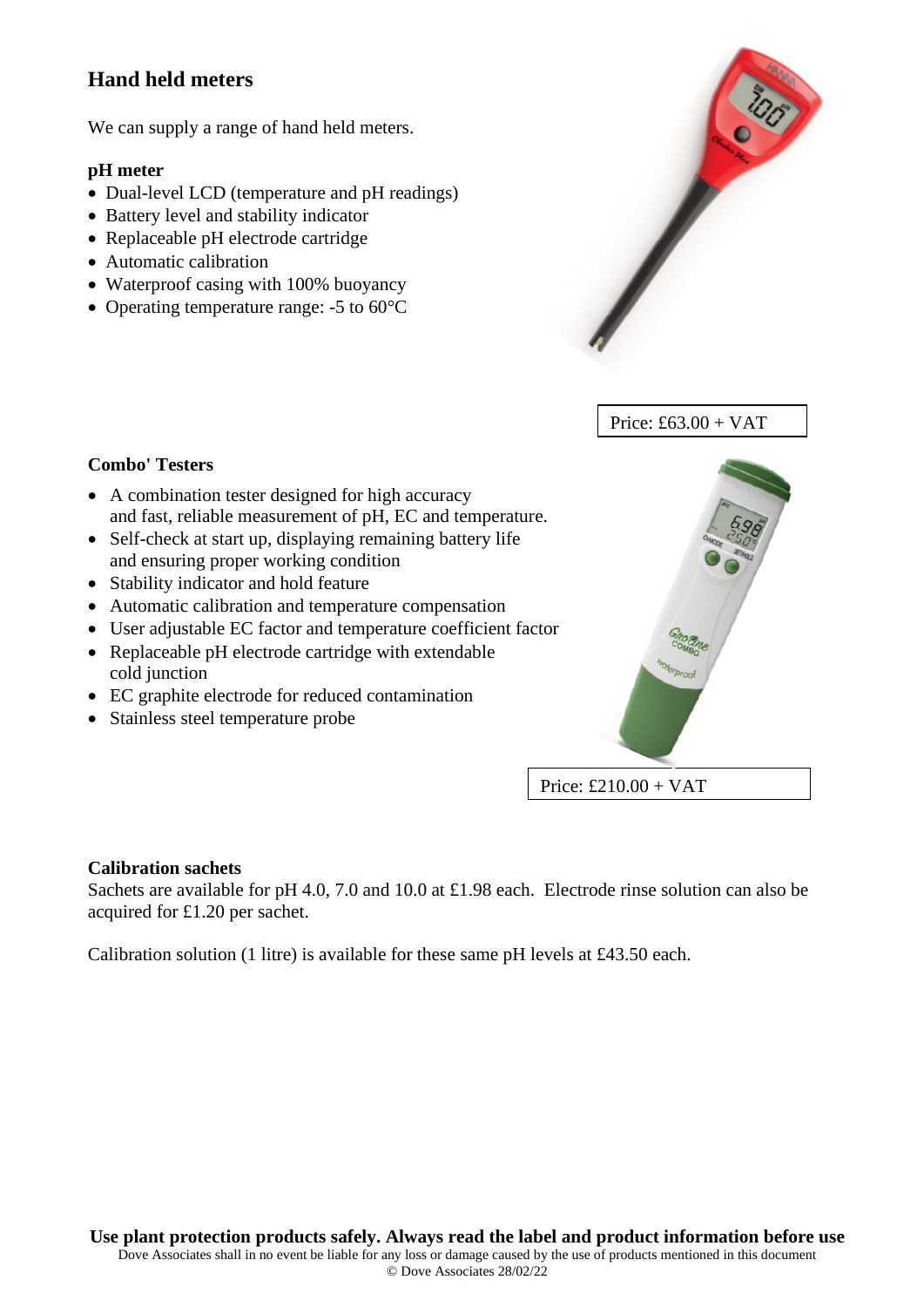## Hand held meters

We can supply a range of hand held meters.

### pH meter

- Dual-level LCD (temperature and pH readings)
- Battery level and stability indicator
- Replaceable pH electrode cartridge
- Automatic calibration
- Waterproof casing with 100% buoyancy
- Operating temperature range: -5 to 60°C

Price: £63.00 + VAT

### Combo' Testers

- A combination tester designed for high accuracy and fast, reliable measurement of pH, EC and temperature.
- Self-check at start up, displaying remaining battery life and ensuring proper working condition
- Stability indicator and hold feature
- Automatic calibration and temperature compensation
- User adjustable EC factor and temperature coefficient factor
- Replaceable pH electrode cartridge with extendable cold junction
- EC graphite electrode for reduced contamination
- Stainless steel temperature probe

Price: £210.00 + VAT

### Calibration sachets

Sachets are available for pH 4.0, 7.0 and 10.0 at £1.98 each. Electrode rinse solution can also be acquired for £1.20 per sachet.

Calibration solution (1 litre) is available for these same pH levels at £43.50 each.

**Use plant protection products safely. Always read the label and product information before use**

Dove Associates shall in no event be liable for any loss or damage caused by the use of products mentioned in this document

© Dove Associates 28/02/22